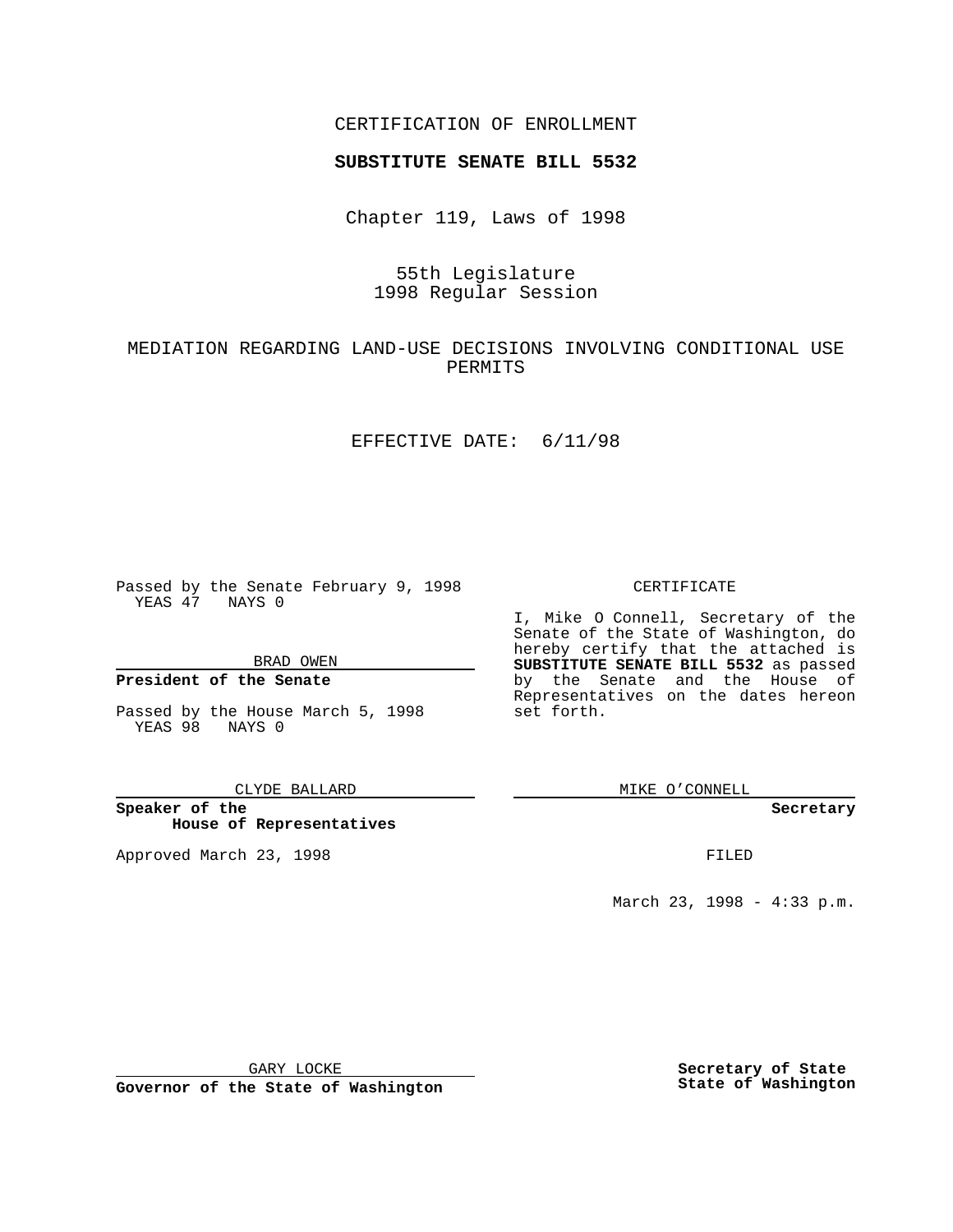CERTIFICATION OF ENROLLMENT

**SUBSTITUTE SENATE BILL 5532**

Chapter 119, Laws of 1998

55th Legislature
1998 Regular Session

MEDIATION REGARDING LAND-USE DECISIONS INVOLVING CONDITIONAL USE PERMITS

EFFECTIVE DATE: 6/11/98

Passed by the Senate February 9, 1998
YEAS 47 NAYS 0

BRAD OWEN

**President of the Senate**

Passed by the House March 5, 1998
YEAS 98 NAYS 0

CLYDE BALLARD

**Speaker of the House of Representatives**

Approved March 23, 1998

CERTIFICATE

I, Mike O Connell, Secretary of the Senate of the State of Washington, do hereby certify that the attached is **SUBSTITUTE SENATE BILL 5532** as passed by the Senate and the House of Representatives on the dates hereon set forth.

MIKE O'CONNELL

**Secretary**

FILED

March 23, 1998 - 4:33 p.m.

GARY LOCKE

**Governor of the State of Washington**

**Secretary of State**
**State of Washington**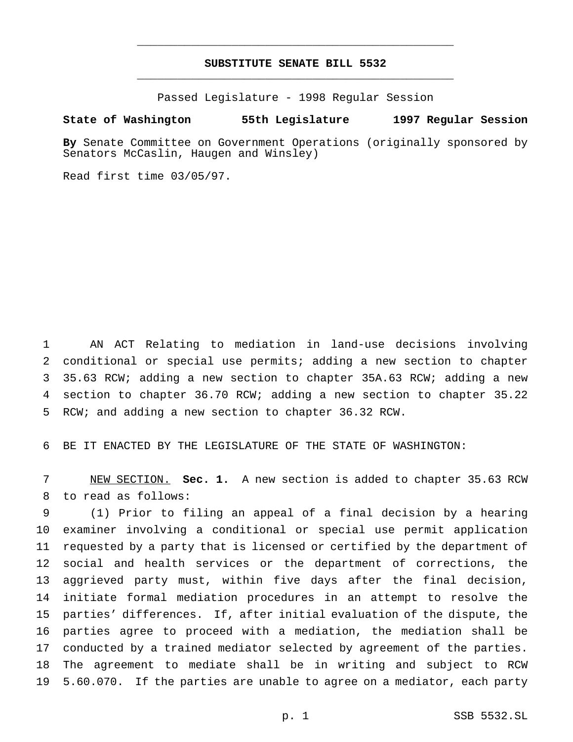# SUBSTITUTE SENATE BILL 5532

Passed Legislature - 1998 Regular Session

**State of Washington 55th Legislature 1997 Regular Session**

**By** Senate Committee on Government Operations (originally sponsored by Senators McCaslin, Haugen and Winsley)

Read first time 03/05/97.

AN ACT Relating to mediation in land-use decisions involving conditional or special use permits; adding a new section to chapter 35.63 RCW; adding a new section to chapter 35A.63 RCW; adding a new section to chapter 36.70 RCW; adding a new section to chapter 35.22 RCW; and adding a new section to chapter 36.32 RCW.

BE IT ENACTED BY THE LEGISLATURE OF THE STATE OF WASHINGTON:

NEW SECTION. **Sec. 1.** A new section is added to chapter 35.63 RCW to read as follows:

(1) Prior to filing an appeal of a final decision by a hearing examiner involving a conditional or special use permit application requested by a party that is licensed or certified by the department of social and health services or the department of corrections, the aggrieved party must, within five days after the final decision, initiate formal mediation procedures in an attempt to resolve the parties' differences. If, after initial evaluation of the dispute, the parties agree to proceed with a mediation, the mediation shall be conducted by a trained mediator selected by agreement of the parties. The agreement to mediate shall be in writing and subject to RCW 5.60.070. If the parties are unable to agree on a mediator, each party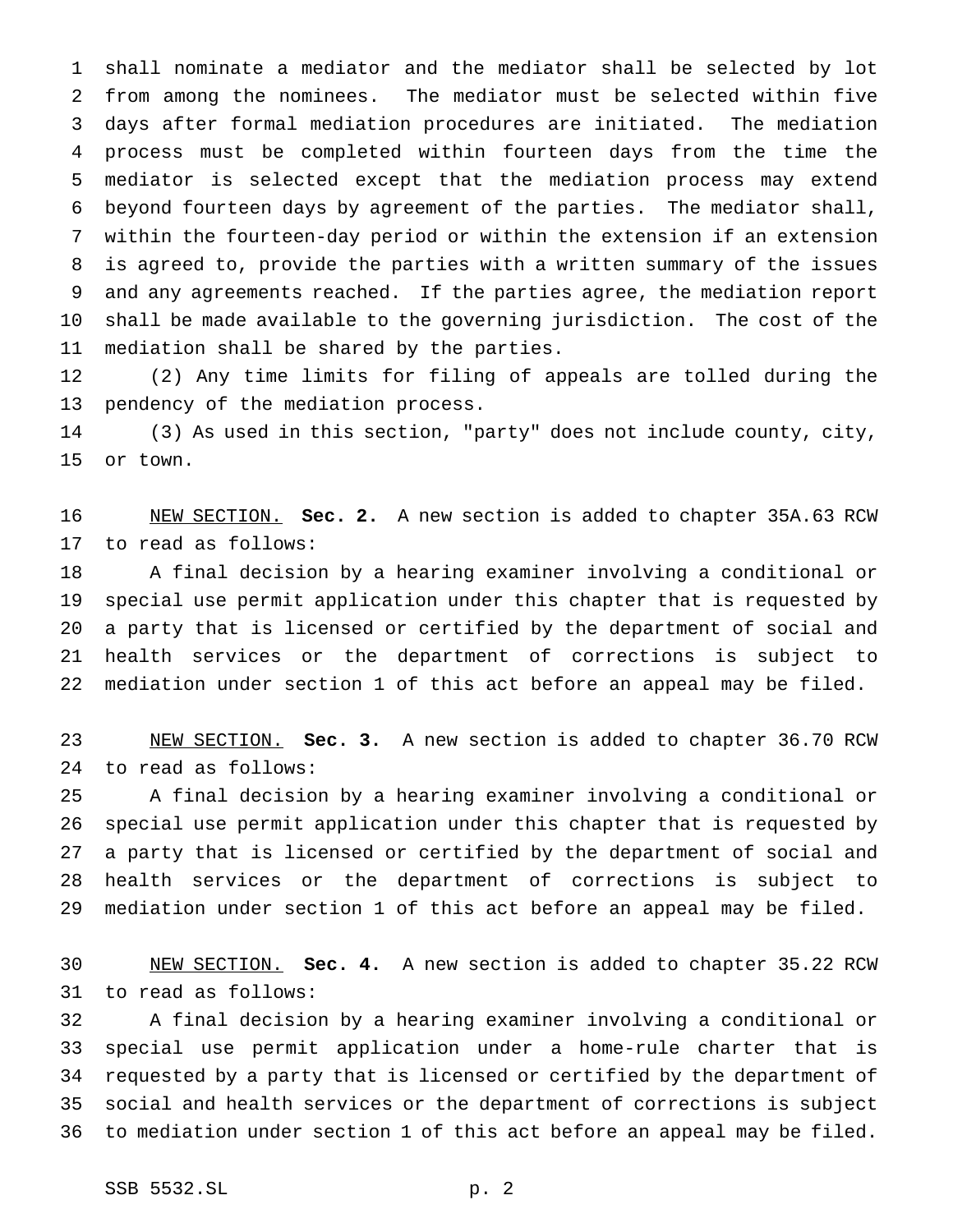shall nominate a mediator and the mediator shall be selected by lot from among the nominees. The mediator must be selected within five days after formal mediation procedures are initiated. The mediation process must be completed within fourteen days from the time the mediator is selected except that the mediation process may extend beyond fourteen days by agreement of the parties. The mediator shall, within the fourteen-day period or within the extension if an extension is agreed to, provide the parties with a written summary of the issues and any agreements reached. If the parties agree, the mediation report shall be made available to the governing jurisdiction. The cost of the mediation shall be shared by the parties.

(2) Any time limits for filing of appeals are tolled during the pendency of the mediation process.

(3) As used in this section, "party" does not include county, city, or town.

NEW SECTION. **Sec. 2.** A new section is added to chapter 35A.63 RCW to read as follows:

A final decision by a hearing examiner involving a conditional or special use permit application under this chapter that is requested by a party that is licensed or certified by the department of social and health services or the department of corrections is subject to mediation under section 1 of this act before an appeal may be filed.

NEW SECTION. **Sec. 3.** A new section is added to chapter 36.70 RCW to read as follows:

A final decision by a hearing examiner involving a conditional or special use permit application under this chapter that is requested by a party that is licensed or certified by the department of social and health services or the department of corrections is subject to mediation under section 1 of this act before an appeal may be filed.

NEW SECTION. **Sec. 4.** A new section is added to chapter 35.22 RCW to read as follows:

A final decision by a hearing examiner involving a conditional or special use permit application under a home-rule charter that is requested by a party that is licensed or certified by the department of social and health services or the department of corrections is subject to mediation under section 1 of this act before an appeal may be filed.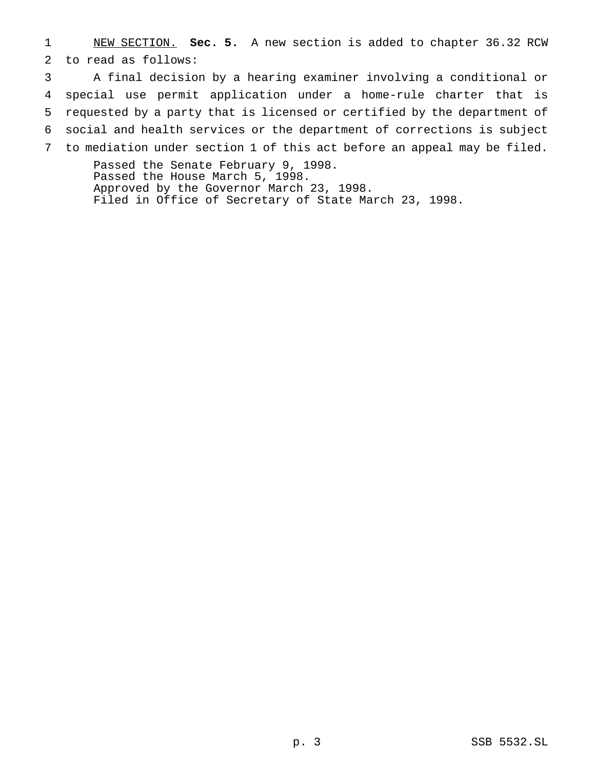NEW SECTION. **Sec. 5.** A new section is added to chapter 36.32 RCW to read as follows:

A final decision by a hearing examiner involving a conditional or special use permit application under a home-rule charter that is requested by a party that is licensed or certified by the department of social and health services or the department of corrections is subject to mediation under section 1 of this act before an appeal may be filed.

Passed the Senate February 9, 1998.
Passed the House March 5, 1998.
Approved by the Governor March 23, 1998.
Filed in Office of Secretary of State March 23, 1998.